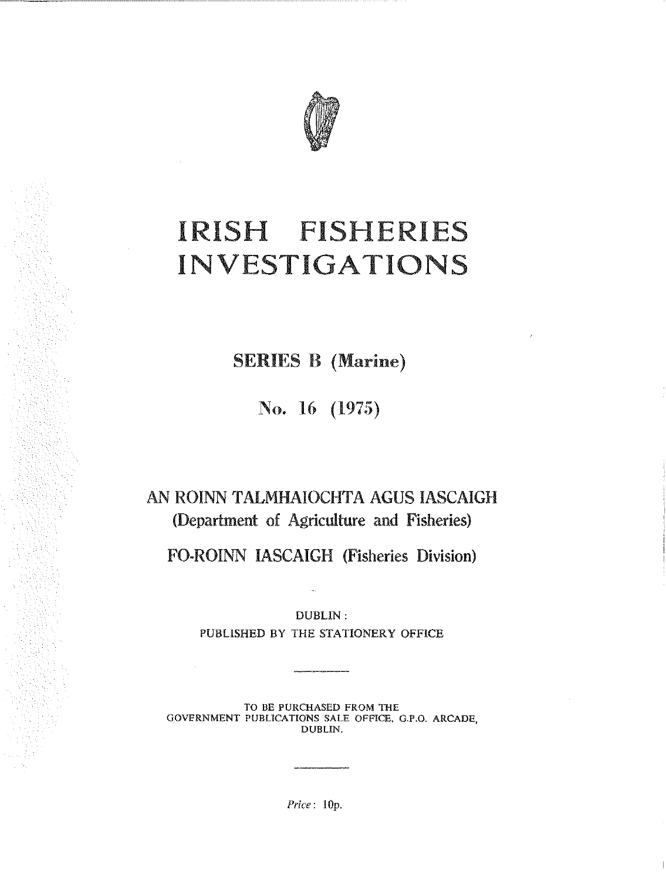# IRISH FISHERIES INVESTIGATIONS

## SERIES B (Marine)

## No. 16 (1975)

AN ROINN TALMHAIOCHTA AGUS IASCAIGH
(Department of Agriculture and Fisheries)

FO-ROINN IASCAIGH (Fisheries Division)

DUBLIN:
PUBLISHED BY THE STATIONERY OFFICE

---

TO BE PURCHASED FROM THE
GOVERNMENT PUBLICATIONS SALE OFFICE, G.P.O. ARCADE,
DUBLIN.

---

*Price*: 10p.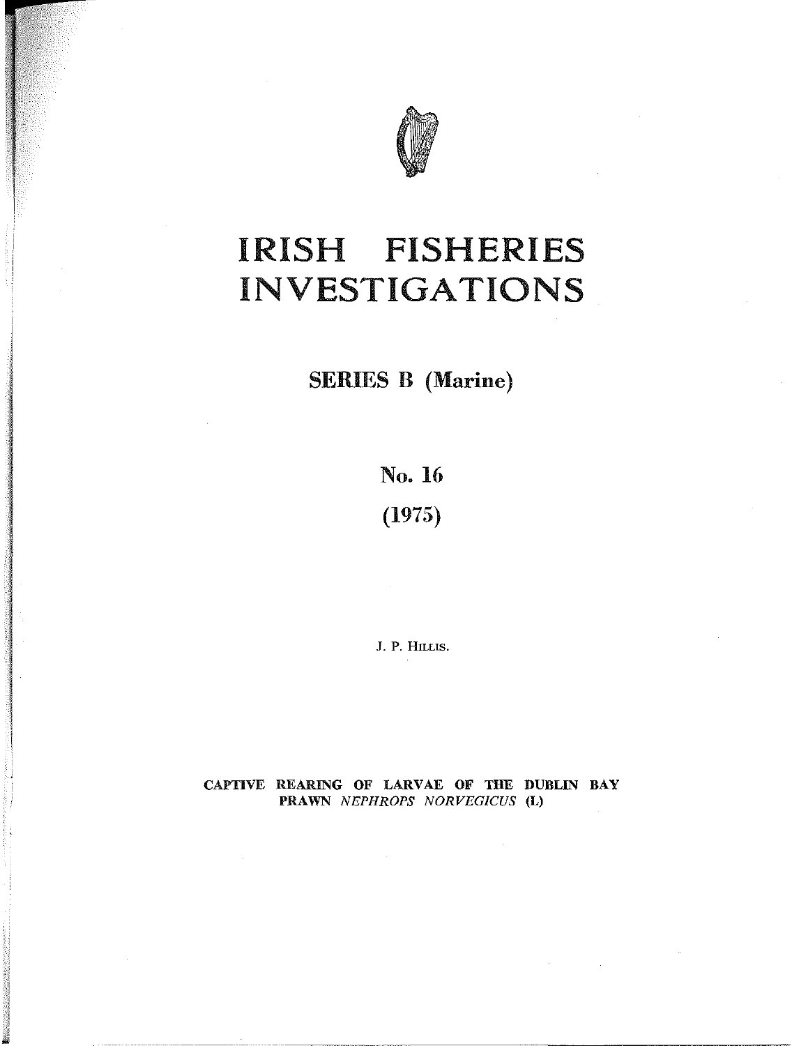# IRISH FISHERIES INVESTIGATIONS

## SERIES B (Marine)

**No. 16**

**(1975)**

J. P. Hillis.

**CAPTIVE REARING OF LARVAE OF THE DUBLIN BAY PRAWN *NEPHROPS NORVEGICUS* (L)**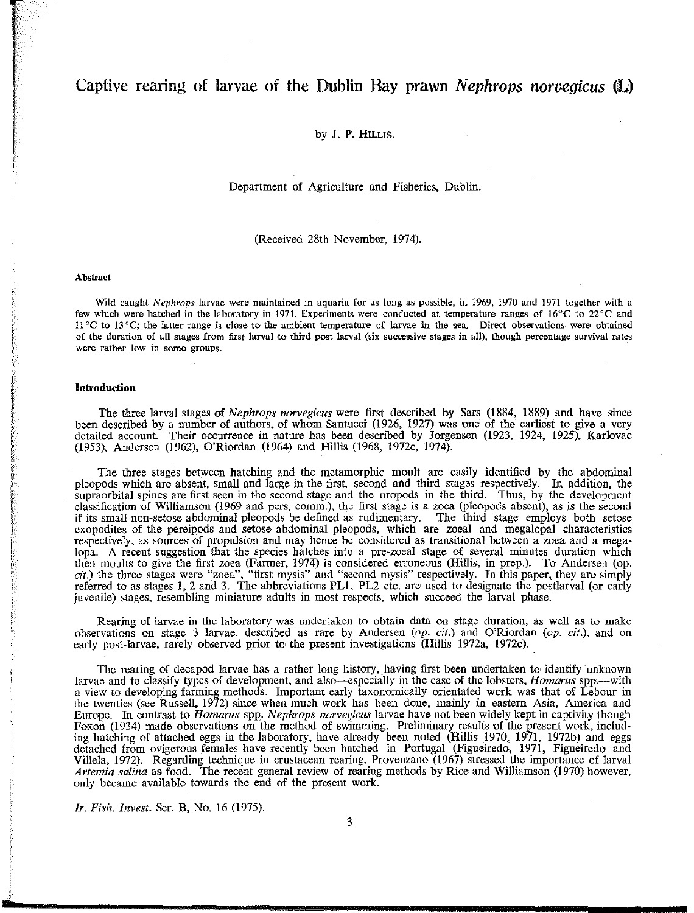# Captive rearing of larvae of the Dublin Bay prawn *Nephrops norvegicus* (L)

by J. P. Hillis.

Department of Agriculture and Fisheries, Dublin.

(Received 28th November, 1974).

#### Abstract

Wild caught *Nephrops* larvae were maintained in aquaria for as long as possible, in 1969, 1970 and 1971 together with a few which were hatched in the laboratory in 1971. Experiments were conducted at temperature ranges of 16°C to 22°C and 11°C to 13°C; the latter range is close to the ambient temperature of larvae in the sea. Direct observations were obtained of the duration of all stages from first larval to third post larval (six successive stages in all), though percentage survival rates were rather low in some groups.

#### Introduction

The three larval stages of *Nephrops norvegicus* were first described by Sars (1884, 1889) and have since been described by a number of authors, of whom Santucci (1926, 1927) was one of the earliest to give a very detailed account. Their occurrence in nature has been described by Jorgensen (1923, 1924, 1925), Karlovac (1953), Andersen (1962), O'Riordan (1964) and Hillis (1968, 1972c, 1974).

The three stages between hatching and the metamorphic moult are easily identified by the abdominal pleopods which are absent, small and large in the first, second and third stages respectively. In addition, the supraorbital spines are first seen in the second stage and the uropods in the third. Thus, by the development classification of Williamson (1969 and pers. comm.), the first stage is a zoea (pleopods absent), as is the second if its small non-setose abdominal pleopods be defined as rudimentary. The third stage employs both setose exopodites of the pereipods and setose abdominal pleopods, which are zoeal and megalopal characteristics respectively, as sources of propulsion and may hence be considered as transitional between a zoea and a megalopa. A recent suggestion that the species hatches into a pre-zoeal stage of several minutes duration which then moults to give the first zoea (Farmer, 1974) is considered erroneous (Hillis, in prep.). To Andersen (op. cit.) the three stages were "zoea", "first mysis" and "second mysis" respectively. In this paper, they are simply referred to as stages 1, 2 and 3. The abbreviations PL1, PL2 etc. are used to designate the postlarval (or early juvenile) stages, resembling miniature adults in most respects, which succeed the larval phase.

Rearing of larvae in the laboratory was undertaken to obtain data on stage duration, as well as to make observations on stage 3 larvae, described as rare by Andersen (*op. cit.*) and O'Riordan (*op. cit.*), and on early post-larvae, rarely observed prior to the present investigations (Hillis 1972a, 1972c).

The rearing of decapod larvae has a rather long history, having first been undertaken to identify unknown larvae and to classify types of development, and also—especially in the case of the lobsters, *Homarus* spp.—with a view to developing farming methods. Important early taxonomically orientated work was that of Lebour in the twenties (see Russell, 1972) since when much work has been done, mainly in eastern Asia, America and Europe. In contrast to *Homarus* spp. *Nephrops norvegicus* larvae have not been widely kept in captivity though Foxon (1934) made observations on the method of swimming. Preliminary results of the present work, including hatching of attached eggs in the laboratory, have already been noted (Hillis 1970, 1971, 1972b) and eggs detached from ovigerous females have recently been hatched in Portugal (Figueiredo, 1971, Figueiredo and Villela, 1972). Regarding technique in crustacean rearing, Provenzano (1967) stressed the importance of larval *Artemia salina* as food. The recent general review of rearing methods by Rice and Williamson (1970) however, only became available towards the end of the present work.

*Ir. Fish. Invest.* Ser. B, No. 16 (1975).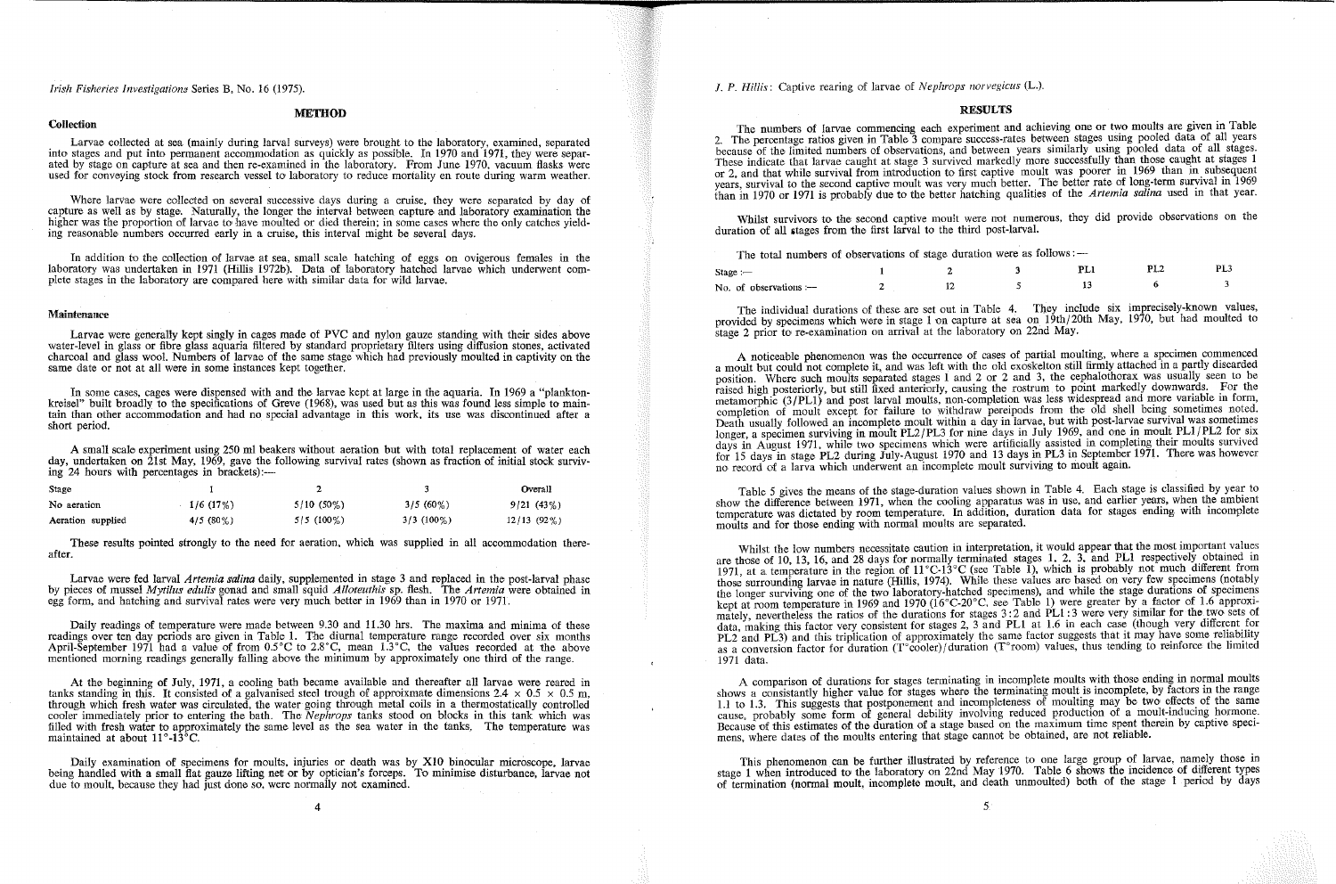## METHOD

### Collection

Larvae collected at sea (mainly during larval surveys) were brought to the laboratory, examined, separated into stages and put into permanent accommodation as quickly as possible. In 1970 and 1971, they were separated by stage on capture at sea and then re-examined in the laboratory. From June 1970, vacuum flasks were used for conveying stock from research vessel to laboratory to reduce mortality en route during warm weather.

Where larvae were collected on several successive days during a cruise, they were separated by day of capture as well as by stage. Naturally, the longer the interval between capture and laboratory examination the higher was the proportion of larvae to have moulted or died therein; in some cases where the only catches yielding reasonable numbers occurred early in a cruise, this interval might be several days.

In addition to the collection of larvae at sea, small scale hatching of eggs on ovigerous females in the laboratory was undertaken in 1971 (Hillis 1972b). Data of laboratory hatched larvae which underwent complete stages in the laboratory are compared here with similar data for wild larvae.

### Maintenance

Larvae were generally kept singly in cages made of PVC and nylon gauze standing with their sides above water-level in glass or fibre glass aquaria filtered by standard proprietary filters using diffusion stones, activated charcoal and glass wool. Numbers of larvae of the same stage which had previously moulted in captivity on the same date or not at all were in some instances kept together.

In some cases, cages were dispensed with and the larvae kept at large in the aquaria. In 1969 a "planktonkreisel" built broadly to the specifications of Greve (1968), was used but as this was found less simple to maintain than other accommodation and had no special advantage in this work, its use was discontinued after a short period.

A small scale experiment using 250 ml beakers without aeration but with total replacement of water each day, undertaken on 21st May, 1969, gave the following survival rates (shown as fraction of initial stock surviving 24 hours with percentages in brackets):—

| Stage | 1 | 2 | 3 | Overall |
|---|---|---|---|---|
| No aeration | 1/6 (17%) | 5/10 (50%) | 3/5 (60%) | 9/21 (43%) |
| Aeration supplied | 4/5 (80%) | 5/5 (100%) | 3/3 (100%) | 12/13 (92%) |

These results pointed strongly to the need for aeration, which was supplied in all accommodation thereafter.

Larvae were fed larval *Artemia salina* daily, supplemented in stage 3 and replaced in the post-larval phase by pieces of mussel *Mytilus edulis* gonad and small squid *Alloteuthis* sp. flesh. The *Artemia* were obtained in egg form, and hatching and survival rates were very much better in 1969 than in 1970 or 1971.

Daily readings of temperature were made between 9.30 and 11.30 hrs. The maxima and minima of these readings over ten day periods are given in Table 1. The diurnal temperature range recorded over six months April-September 1971 had a value of from 0.5°C to 2.8°C, mean 1.3°C, the values recorded at the above mentioned morning readings generally falling above the minimum by approximately one third of the range.

At the beginning of July, 1971, a cooling bath became available and thereafter all larvae were reared in tanks standing in this. It consisted of a galvanised steel trough of approximate dimensions 2.4 × 0.5 × 0.5 m, through which fresh water was circulated, the water going through metal coils in a thermostatically controlled cooler immediately prior to entering the bath. The *Nephrops* tanks stood on blocks in this tank which was filled with fresh water to approximately the same level as the sea water in the tanks. The temperature was maintained at about 11°-13°C.

Daily examination of specimens for moults, injuries or death was by X10 binocular microscope, larvae being handled with a small flat gauze lifting net or by optician's forceps. To minimise disturbance, larvae not due to moult, because they had just done so, were normally not examined.

## RESULTS

The numbers of larvae commencing each experiment and achieving one or two moults are given in Table 2. The percentage ratios given in Table 3 compare success-rates between stages using pooled data of all years because of the limited numbers of observations, and between years similarly using pooled data of all stages. These indicate that larvae caught at stage 3 survived markedly more successfully than those caught at stages 1 or 2, and that while survival from introduction to first captive moult was poorer in 1969 than in subsequent years, survival to the second captive moult was very much better. The better rate of long-term survival in 1969 than in 1970 or 1971 is probably due to the better hatching qualities of the *Artemia salina* used in that year.

Whilst survivors to the second captive moult were not numerous, they did provide observations on the duration of all stages from the first larval to the third post-larval.

The total numbers of observations of stage duration were as follows:—

| Stage :— | 1 | 2 | 3 | PL1 | PL2 | PL3 |
|---|---|---|---|---|---|---|
| No. of observations :— | 2 | 12 | 5 | 13 | 6 | 3 |

The individual durations of these are set out in Table 4. They include six imprecisely-known values, provided by specimens which were in stage 1 on capture at sea on 19th/20th May, 1970, but had moulted to stage 2 prior to re-examination on arrival at the laboratory on 22nd May.

A noticeable phenomenon was the occurrence of cases of partial moulting, where a specimen commenced a moult but could not complete it, and was left with the old exoskelton still firmly attached in a partly discarded position. Where such moults separated stages 1 and 2 or 2 and 3, the cephalothorax was usually seen to be raised high posteriorly, but still fixed anteriorly, causing the rostrum to point markedly downwards. For the metamorphic (3/PL1) and post larval moults, non-completion was less widespread and more variable in form, completion of moult except for failure to withdraw pereipods from the old shell being sometimes noted. Death usually followed an incomplete moult within a day in larvae, but with post-larvae survival was sometimes longer, a specimen surviving in moult PL2/PL3 for nine days in July 1969, and one in moult PL1/PL2 for six days in August 1971, while two specimens which were artificially assisted in completing their moults survived for 15 days in stage PL2 during July-August 1970 and 13 days in PL3 in September 1971. There was however no record of a larva which underwent an incomplete moult surviving to moult again.

Table 5 gives the means of the stage-duration values shown in Table 4. Each stage is classified by year to show the difference between 1971, when the cooling apparatus was in use, and earlier years, when the ambient temperature was dictated by room temperature. In addition, duration data for stages ending with incomplete moults and for those ending with normal moults are separated.

Whilst the low numbers necessitate caution in interpretation, it would appear that the most important values are those of 10, 13, 16, and 28 days for normally terminated stages 1, 2, 3, and PL1 respectively obtained in 1971, at a temperature in the region of 11°C-13°C (see Table 1), which is probably not much different from those surrounding larvae in nature (Hillis, 1974). While these values are based on very few specimens (notably the longer surviving one of the two laboratory-hatched specimens), and while the stage durations of specimens kept at room temperature in 1969 and 1970 (16°C-20°C, see Table 1) were greater by a factor of 1.6 approximately, nevertheless the ratios of the durations for stages 3 : 2 and PL1 : 3 were very similar for the two sets of data, making this factor very consistent for stages 2, 3 and PL1 at 1.6 in each case (though very different for PL2 and PL3) and this triplication of approximately the same factor suggests that it may have some reliability as a conversion factor for duration (T°cooler)/duration (T°room) values, thus tending to reinforce the limited 1971 data.

A comparison of durations for stages terminating in incomplete moults with those ending in normal moults shows a consistantly higher value for stages where the terminating moult is incomplete, by factors in the range 1.1 to 1.3. This suggests that postponement and incompleteness of moulting may be two effects of the same cause, probably some form of general debility involving reduced production of a moult-inducing hormone. Because of this estimates of the duration of a stage based on the maximum time spent therein by captive specimens, where dates of the moults entering that stage cannot be obtained, are not reliable.

This phenomenon can be further illustrated by reference to one large group of larvae, namely those in stage 1 when introduced to the laboratory on 22nd May 1970. Table 6 shows the incidence of different types of termination (normal moult, incomplete moult, and death unmoulted) both of the stage 1 period by days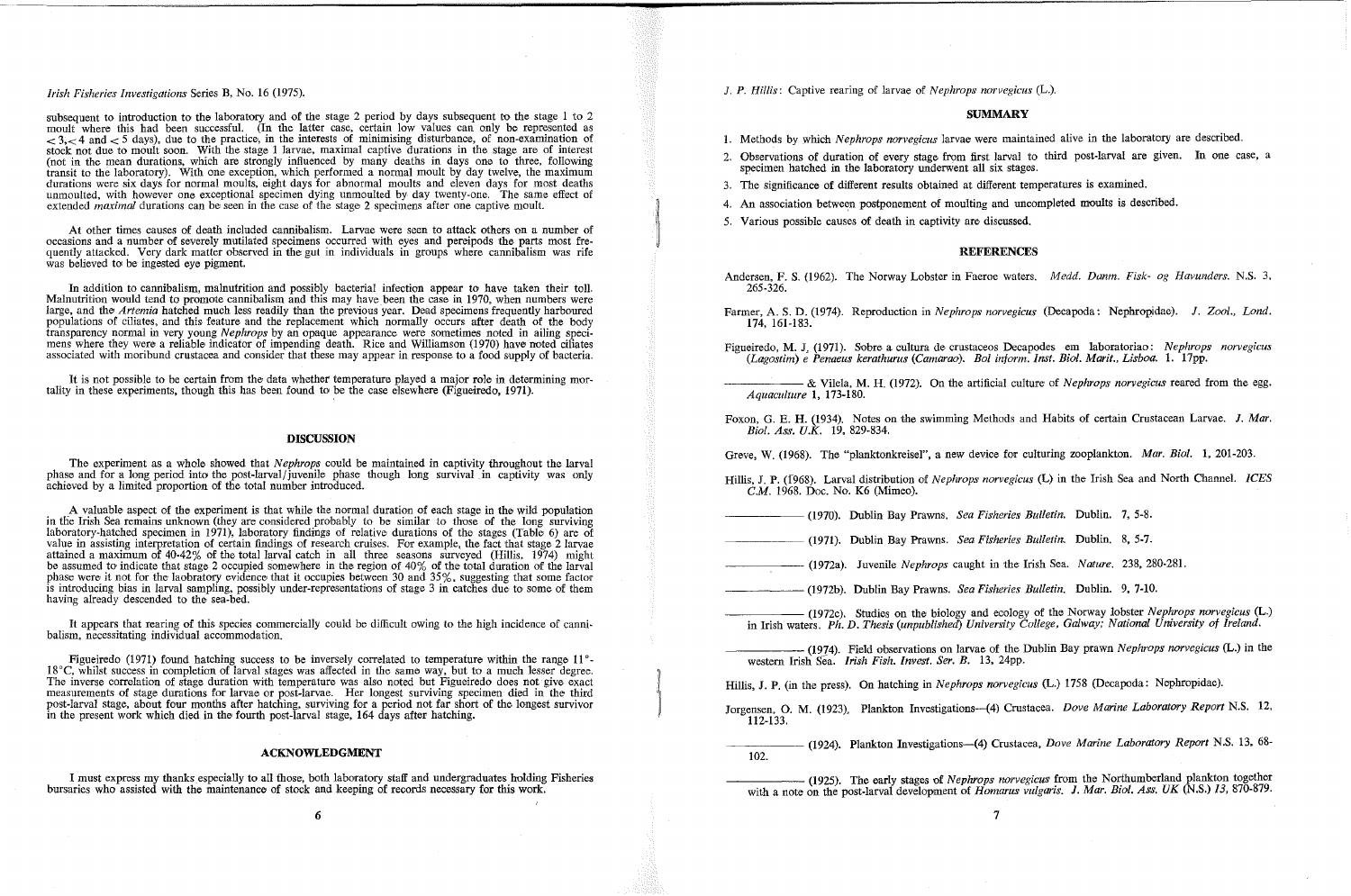subsequent to introduction to the laboratory and of the stage 2 period by days subsequent to the stage 1 to 2 moult where this had been successful. (In the latter case, certain low values can only be represented as $<3$, $<4$ and $<5$ days), due to the practice, in the interests of minimising disturbance, of non-examination of stock not due to moult soon. With the stage 1 larvae, maximal captive durations in the stage are of interest (not in the mean durations, which are strongly influenced by many deaths in days one to three, following transit to the laboratory). With one exception, which performed a normal moult by day twelve, the maximum durations were six days for normal moults, eight days for abnormal moults and eleven days for most deaths unmoulted, with however one exceptional specimen dying unmoulted by day twenty-one. The same effect of extended *maximal* durations can be seen in the case of the stage 2 specimens after one captive moult.

At other times causes of death included cannibalism. Larvae were seen to attack others on a number of occasions and a number of severely mutilated specimens occurred with eyes and pereipods the parts most frequently attacked. Very dark matter observed in the gut in individuals in groups where cannibalism was rife was believed to be ingested eye pigment.

In addition to cannibalism, malnutrition and possibly bacterial infection appear to have taken their toll. Malnutrition would tend to promote cannibalism and this may have been the case in 1970, when numbers were large, and the *Artemia* hatched much less readily than the previous year. Dead specimens frequently harboured populations of ciliates, and this feature and the replacement which normally occurs after death of the body transparency normal in very young *Nephrops* by an opaque appearance were sometimes noted in ailing specimens where they were a reliable indicator of impending death. Rice and Williamson (1970) have noted ciliates associated with moribund crustacea and consider that these may appear in response to a food supply of bacteria.

It is not possible to be certain from the data whether temperature played a major role in determining mortality in these experiments, though this has been found to be the case elsewhere (Figueiredo, 1971).

## DISCUSSION

The experiment as a whole showed that *Nephrops* could be maintained in captivity throughout the larval phase and for a long period into the post-larval/juvenile phase though long survival in captivity was only achieved by a limited proportion of the total number introduced.

A valuable aspect of the experiment is that while the normal duration of each stage in the wild population in the Irish Sea remains unknown (they are considered probably to be similar to those of the long surviving laboratory-hatched specimen in 1971), laboratory findings of relative durations of the stages (Table 6) are of value in assisting interpretation of certain findings of research cruises. For example, the fact that stage 2 larvae attained a maximum of 40-42% of the total larval catch in all three seasons surveyed (Hillis, 1974) might be assumed to indicate that stage 2 occupied somewhere in the region of 40% of the total duration of the larval phase were it not for the laobratory evidence that it occupies between 30 and 35%, suggesting that some factor is introducing bias in larval sampling, possibly under-representations of stage 3 in catches due to some of them having already descended to the sea-bed.

It appears that rearing of this species commercially could be difficult owing to the high incidence of cannibalism, necessitating individual accommodation.

Figueiredo (1971) found hatching success to be inversely correlated to temperature within the range 11°-18°C, whilst success in completion of larval stages was affected in the same way, but to a much lesser degree. The inverse correlation of stage duration with temperature was also noted but Figueiredo does not give exact measurements of stage durations for larvae or post-larvae. Her longest surviving specimen died in the third post-larval stage, about four months after hatching, surviving for a period not far short of the longest survivor in the present work which died in the fourth post-larval stage, 164 days after hatching.

## ACKNOWLEDGMENT

I must express my thanks especially to all those, both laboratory staff and undergraduates holding Fisheries bursaries who assisted with the maintenance of stock and keeping of records necessary for this work.

## SUMMARY

1. Methods by which *Nephrops norvegicus* larvae were maintained alive in the laboratory are described.
2. Observations of duration of every stage from first larval to third post-larval are given. In one case, a specimen hatched in the laboratory underwent all six stages.
3. The significance of different results obtained at different temperatures is examined.
4. An association between postponement of moulting and uncompleted moults is described.
5. Various possible causes of death in captivity are discussed.

## REFERENCES

Andersen, F. S. (1962). The Norway Lobster in Faeroe waters. *Medd. Danm. Fisk- og Havunders.* N.S. 3, 265-326.

Farmer, A. S. D. (1974). Reproduction in *Nephrops norvegicus* (Decapoda: Nephropidae). *J. Zool., Lond.* 174, 161-183.

Figueiredo, M. J. (1971). Sobre a cultura de crustaceos Decapodes em laboratoriao: *Nephrops norvegicus* (*Lagostim*) e *Penaeus kerathurus* (*Camarao*). *Bol inform. Inst. Biol. Marit., Lisboa.* 1. 17pp.

——— & Vilela, M. H. (1972). On the artificial culture of *Nephrops norvegicus* reared from the egg. *Aquaculture* 1, 173-180.

Foxon, G. E. H. (1934). Notes on the swimming Methods and Habits of certain Crustacean Larvae. *J. Mar. Biol. Ass. U.K.* 19, 829-834.

Greve, W. (1968). The "planktonkreisel", a new device for culturing zooplankton. *Mar. Biol.* 1, 201-203.

Hillis, J. P. (1968). Larval distribution of *Nephrops norvegicus* (L) in the Irish Sea and North Channel. *ICES C.M.* 1968. Doc. No. K6 (Mimeo).

——— (1970). Dublin Bay Prawns. *Sea Fisheries Bulletin.* Dublin. 7, 5-8.

——— (1971). Dublin Bay Prawns. *Sea Fisheries Bulletin.* Dublin. 8, 5-7.

——— (1972a). Juvenile *Nephrops* caught in the Irish Sea. *Nature.* 238, 280-281.

——— (1972b). Dublin Bay Prawns. *Sea Fisheries Bulletin.* Dublin. 9, 7-10.

——— (1972c). Studies on the biology and ecology of the Norway lobster *Nephrops norvegicus* (L.) in Irish waters. *Ph. D. Thesis (unpublished) University College, Galway; National University of Ireland.*

——— (1974). Field observations on larvae of the Dublin Bay prawn *Nephrops norvegicus* (L.) in the western Irish Sea. *Irish Fish. Invest. Ser. B.* 13, 24pp.

Hillis, J. P. (in the press). On hatching in *Nephrops norvegicus* (L.) 1758 (Decapoda: Nephropidae).

Jorgensen, O. M. (1923). Plankton Investigations—(4) Crustacea. *Dove Marine Laboratory Report* N.S. 12, 112-133.

——— (1924). Plankton Investigations—(4) Crustacea, *Dove Marine Laboratory Report* N.S. 13, 68-102.

——— (1925). The early stages of *Nephrops norvegicus* from the Northumberland plankton together with a note on the post-larval development of *Homarus vulgaris*. *J. Mar. Biol. Ass. UK* (N.S.) *13*, 870-879.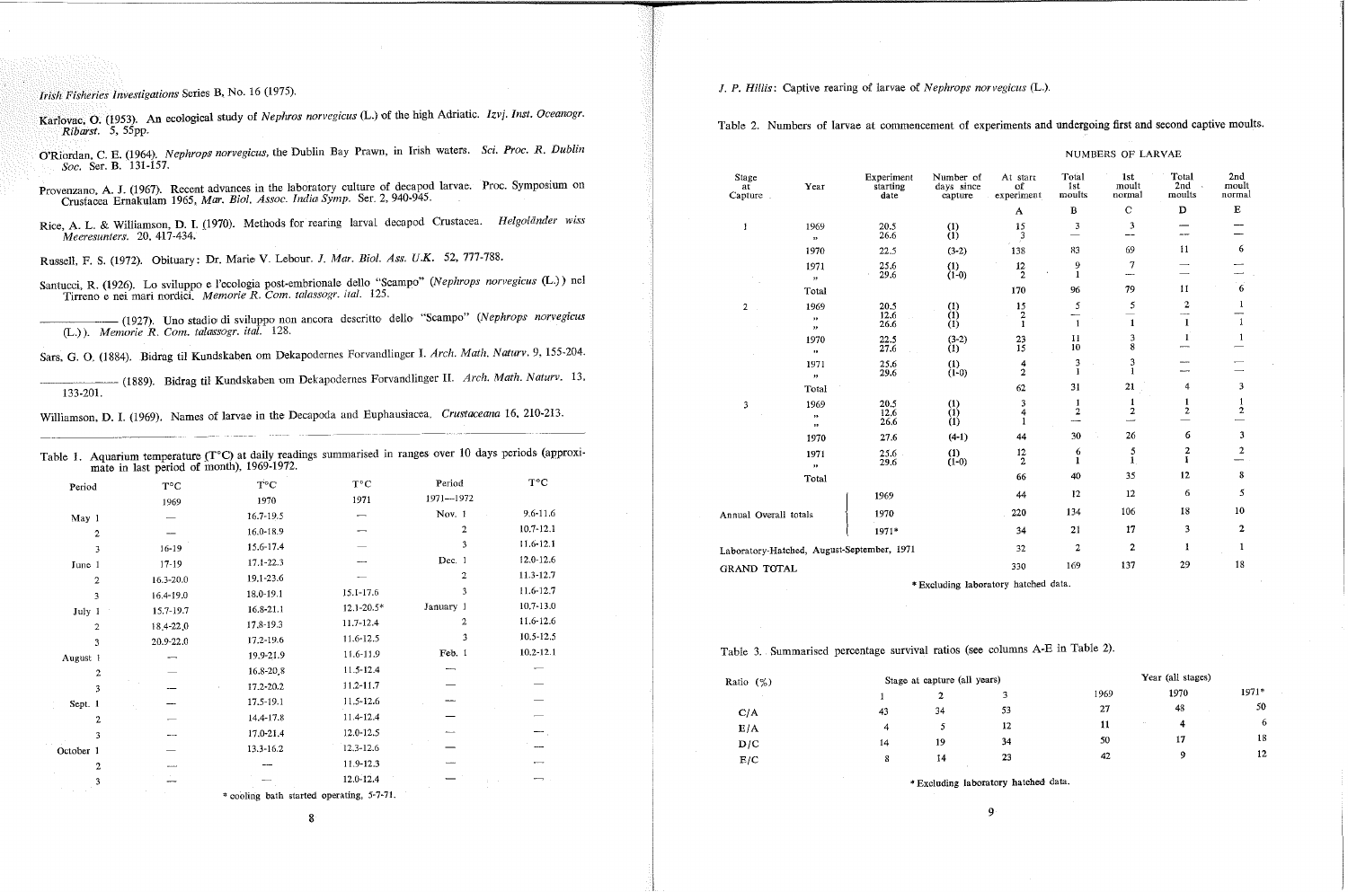Irish Fisheries Investigations Series B, No. 16 (1975).

Karlovac, O. (1953). An ecological study of *Nephros norvegicus* (L.) of the high Adriatic. *Izvj. Inst. Oceanogr. Ribarst.* 5, 55pp.

O'Riordan, C. E. (1964). *Nephrops norvegicus*, the Dublin Bay Prawn, in Irish waters. *Sci. Proc. R. Dublin Soc.* Ser. B. 131-157.

Provenzano, A. J. (1967). Recent advances in the laboratory culture of decapod larvae. Proc. Symposium on Crustacea Ernakulam 1965, *Mar. Biol. Assoc. India Symp.* Ser. 2, 940-945.

Rice, A. L. & Williamson, D. I. (1970). Methods for rearing larval decapod Crustacea. *Helgoländer wiss Meeresunters.* 20, 417-434.

Russell, F. S. (1972). Obituary: Dr. Marie V. Lebour. *J. Mar. Biol. Ass. U.K.* 52, 777-788.

Santucci, R. (1926). Lo sviluppo e l'ecologia post-embrionale dello "Scampo" (*Nephrops norvegicus* (L.)) nel Tirreno e nei mari nordici. *Memorie R. Com. talassogr. ital.* 125.

——— (1927). Uno stadio di sviluppo non ancora descritto dello "Scampo" (*Nephrops norvegicus* (L.)). *Memorie R. Com. talassogr. ital.* 128.

Sars, G. O. (1884). Bidrag til Kundskaben om Dekapodernes Forvandlinger I. *Arch. Math. Naturv.* 9, 155-204.

——— (1889). Bidrag til Kundskaben om Dekapodernes Forvandlinger II. *Arch. Math. Naturv.* 13, 133-201.

Williamson, D. I. (1969). Names of larvae in the Decapoda and Euphausiacea. *Crustaceana* 16, 210-213.

Table 1. Aquarium temperature (T°C) at daily readings summarised in ranges over 10 days periods (approximate in last period of month), 1969-1972.

| Period | T°C 1969 | T°C 1970 | T°C 1971 | Period 1971—1972 | T°C |
|---|---|---|---|---|---|
| May 1 | — | 16.7-19.5 | — | Nov. 1 | 9.6-11.6 |
| 2 | — | 16.0-18.9 | — | 2 | 10.7-12.1 |
| 3 | 16-19 | 15.6-17.4 | — | 3 | 11.6-12.1 |
| June 1 | 17-19 | 17.1-22.3 | — | Dec. 1 | 12.0-12.6 |
| 2 | 16.3-20.0 | 19.1-23.6 | — | 2 | 11.3-12.7 |
| 3 | 16.4-19.0 | 18.0-19.1 | 15.1-17.6 | 3 | 11.6-12.7 |
| July 1 | 15.7-19.7 | 16.8-21.1 | 12.1-20.5* | January 1 | 10.7-13.0 |
| 2 | 18.4-22.0 | 17.8-19.3 | 11.7-12.4 | 2 | 11.6-12.6 |
| 3 | 20.9-22.0 | 17.2-19.6 | 11.6-12.5 | 3 | 10.5-12.5 |
| August 1 | — | 19.9-21.9 | 11.6-11.9 | Feb. 1 | 10.2-12.1 |
| 2 | — | 16.8-20.8 | 11.5-12.4 | — | — |
| 3 | — | 17.2-20.2 | 11.2-11.7 | — | — |
| Sept. 1 | — | 17.5-19.1 | 11.5-12.6 | — | — |
| 2 | — | 14.4-17.8 | 11.4-12.4 | — | — |
| 3 | — | 17.0-21.4 | 12.0-12.5 | — | — |
| October 1 | — | 13.3-16.2 | 12.3-12.6 | — | — |
| 2 | — | — | 11.9-12.3 | — | — |
| 3 | — | — | 12.0-12.4 | — | — |

\* cooling bath started operating, 5-7-71.

Table 2. Numbers of larvae at commencement of experiments and undergoing first and second captive moults.

| Stage at Capture | Year | Experiment starting date | Number of days since capture | At start of experiment (A) | Total 1st moults (B) | 1st moult normal (C) | Total 2nd moults (D) | 2nd moult normal (E) |
|---|---|---|---|---|---|---|---|---|
| 1 | 1969 | 20.5 | (1) | 15 | 3 | 3 | — | — |
| | „ | 26.6 | (1) | 3 | — | — | — | — |
| | 1970 | 22.5 | (3-2) | 138 | 83 | 69 | 11 | 6 |
| | 1971 | 25.6 | (1) | 12 | 9 | 7 | — | — |
| | „ | 29.6 | (1-0) | 2 | 1 | — | — | — |
| | Total | | | 170 | 96 | 79 | 11 | 6 |
| 2 | 1969 | 20.5 | (1) | 15 | 5 | 5 | 2 | 1 |
| | „ | 12.6 | (1) | 2 | — | — | — | — |
| | „ | 26.6 | (1) | 1 | 1 | 1 | 1 | 1 |
| | 1970 | 22.5 | (3-2) | 23 | 11 | 3 | 1 | 1 |
| | „ | 27.6 | (1) | 15 | 10 | 8 | — | — |
| | 1971 | 25.6 | (1) | 4 | 3 | 3 | — | — |
| | „ | 29.6 | (1-0) | 2 | 1 | 1 | — | — |
| | Total | | | 62 | 31 | 21 | 4 | 3 |
| 3 | 1969 | 20.5 | (1) | 3 | 1 | 1 | 1 | 1 |
| | „ | 12.6 | (1) | 4 | 2 | 2 | 2 | 2 |
| | „ | 26.6 | (1) | 1 | — | — | — | — |
| | 1970 | 27.6 | (4-1) | 44 | 30 | 26 | 6 | 3 |
| | 1971 | 25.6 | (1) | 12 | 6 | 5 | 2 | 2 |
| | „ | 29.6 | (1-0) | 2 | 1 | 1 | 1 | — |
| | Total | | | 66 | 40 | 35 | 12 | 8 |
| Annual Overall totals | 1969 | | | 44 | 12 | 12 | 6 | 5 |
| | 1970 | | | 220 | 134 | 106 | 18 | 10 |
| | 1971* | | | 34 | 21 | 17 | 3 | 2 |
| Laboratory-Hatched, August-September, 1971 | | | | 32 | 2 | 2 | 1 | 1 |
| GRAND TOTAL | | | | 330 | 169 | 137 | 29 | 18 |

\* Excluding laboratory hatched data.

Table 3. Summarised percentage survival ratios (see columns A-E in Table 2).

| Ratio (%) | Stage at capture (all years) 1 | 2 | 3 | Year (all stages) 1969 | 1970 | 1971* |
|---|---|---|---|---|---|---|
| C/A | 43 | 34 | 53 | 27 | 48 | 50 |
| E/A | 4 | 5 | 12 | 11 | 4 | 6 |
| D/C | 14 | 19 | 34 | 50 | 17 | 18 |
| E/C | 8 | 14 | 23 | 42 | 9 | 12 |

\* Excluding laboratory hatched data.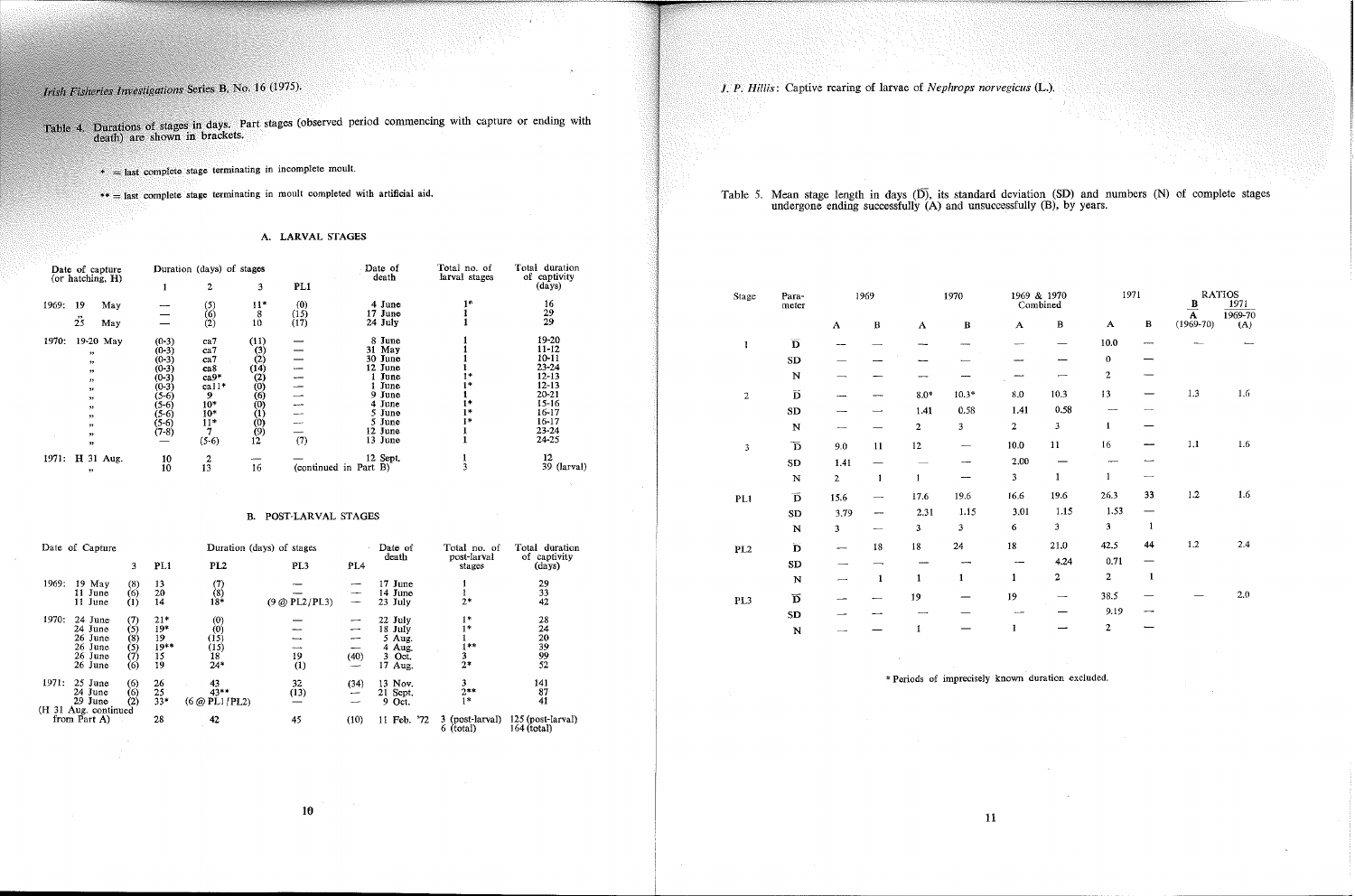Table 4. Durations of stages in days. Part stages (observed period commencing with capture or ending with death) are shown in brackets.

\* = last complete stage terminating in incomplete moult.

\*\* = last complete stage terminating in moult completed with artificial aid.

### A. LARVAL STAGES

| Date of capture (or hatching, H) | | Duration (days) of stages 1 | 2 | 3 | PL1 | Date of death | Total no. of larval stages | Total duration of captivity (days) |
|---|---|---|---|---|---|---|---|---|
| 1969: | 19 May | — | (5) | 11* | (0) | 4 June | 1* | 16 |
| | " | — | (6) | 8 | (15) | 17 June | 1 | 29 |
| | 25 May | — | (2) | 10 | (17) | 24 July | 1 | 29 |
| 1970: | 19-20 May | (0-3) | ca7 | (11) | — | 8 June | 1 | 19-20 |
| | " | (0-3) | ca7 | (3) | — | 31 May | 1 | 11-12 |
| | " | (0-3) | ca7 | (2) | — | 30 June | 1 | 10-11 |
| | " | (0-3) | ca8 | (14) | — | 12 June | 1 | 23-24 |
| | " | (0-3) | ca9* | (2) | — | 1 June | 1* | 12-13 |
| | " | (0-3) | ca11* | (0) | — | 1 June | 1* | 12-13 |
| | " | (5-6) | 9 | (6) | — | 9 June | 1 | 20-21 |
| | " | (5-6) | 10* | (0) | — | 4 June | 1* | 15-16 |
| | " | (5-6) | 10* | (1) | — | 5 June | 1* | 16-17 |
| | " | (5-6) | 11* | (0) | — | 5 June | 1* | 16-17 |
| | " | (7-8) | 7 | (9) | — | 12 June | 1 | 23-24 |
| | " | — | (5-6) | 12 | (7) | 13 June | 1 | 24-25 |
| 1971: | H 31 Aug. | 10 | 2 | — | — | 12 Sept. | 1 | 12 |
| | " | 10 | 13 | 16 | (continued in Part B) | | 3 | 39 (larval) |

### B. POST-LARVAL STAGES

| Date of Capture | | 3 | Duration (days) of stages PL1 | PL2 | PL3 | PL4 | Date of death | Total no. of post-larval stages | Total duration of captivity (days) |
|---|---|---|---|---|---|---|---|---|---|
| 1969: | 19 May | (8) | 13 | (7) | — | — | 17 June | 1 | 29 |
| | 11 June | (6) | 20 | (8) | — | — | 14 June | 1 | 33 |
| | 11 June | (1) | 14 | 18* | (9 @ PL2/PL3) | — | 23 July | 2* | 42 |
| 1970: | 24 June | (7) | 21* | (0) | — | — | 22 July | 1* | 28 |
| | 24 June | (5) | 19* | (0) | — | — | 18 July | 1* | 24 |
| | 26 June | (8) | 19 | (15) | — | — | 5 Aug. | 1 | 20 |
| | 26 June | (5) | 19** | (15) | — | — | 4 Aug. | 1** | 39 |
| | 26 June | (7) | 15 | 18 | 19 | (40) | 3 Oct. | 3 | 99 |
| | 26 June | (6) | 19 | 24* | (1) | — | 17 Aug. | 2* | 52 |
| 1971: | 25 June | (6) | 26 | 43 | 32 | (34) | 13 Nov. | 3 | 141 |
| | 24 June | (6) | 25 | 43** | (13) | — | 21 Sept. | 2** | 87 |
| | 29 June | (2) | 33* | (6 @ PL1/PL2) | — | — | 9 Oct. | 1* | 41 |
| (H 31 Aug. continued from Part A) | | | 28 | 42 | 45 | (10) | 11 Feb. '72 | 3 (post-larval) 6 (total) | 125 (post-larval) 164 (total) |

Table 5. Mean stage length in days ($\bar{D}$), its standard deviation (SD) and numbers (N) of complete stages undergone ending successfully (A) and unsuccessfully (B), by years.

| Stage | Parameter | 1969 A | 1969 B | 1970 A | 1970 B | 1969 & 1970 Combined A | 1969 & 1970 Combined B | 1971 A | 1971 B | RATIOS B/A (1969-70) | RATIOS 1971/1969-70 (A) |
|---|---|---|---|---|---|---|---|---|---|---|---|
| 1 | $\bar{D}$ | — | — | — | — | — | — | 10.0 | — | — | — |
| | SD | — | — | — | — | — | — | 0 | — | | |
| | N | — | — | — | — | — | — | 2 | — | | |
| 2 | $\bar{D}$ | — | — | 8.0* | 10.3* | 8.0 | 10.3 | 13 | — | 1.3 | 1.6 |
| | SD | — | — | 1.41 | 0.58 | 1.41 | 0.58 | — | — | | |
| | N | — | — | 2 | 3 | 2 | 3 | 1 | — | | |
| 3 | $\bar{D}$ | 9.0 | 11 | 12 | — | 10.0 | 11 | 16 | — | 1.1 | 1.6 |
| | SD | 1.41 | — | — | — | 2.00 | — | — | — | | |
| | N | 2 | 1 | 1 | — | 3 | 1 | 1 | — | | |
| PL1 | $\bar{D}$ | 15.6 | — | 17.6 | 19.6 | 16.6 | 19.6 | 26.3 | 33 | 1.2 | 1.6 |
| | SD | 3.79 | — | 2.31 | 1.15 | 3.01 | 1.15 | 1.53 | — | | |
| | N | 3 | — | 3 | 3 | 6 | 3 | 3 | 1 | | |
| PL2 | $\bar{D}$ | — | 18 | 18 | 24 | 18 | 21.0 | 42.5 | 44 | 1.2 | 2.4 |
| | SD | — | — | — | — | — | 4.24 | 0.71 | — | | |
| | N | — | 1 | 1 | 1 | 1 | 2 | 2 | 1 | | |
| PL3 | $\bar{D}$ | — | — | 19 | — | 19 | — | 38.5 | — | — | 2.0 |
| | SD | — | — | — | — | — | — | 9.19 | — | | |
| | N | — | — | 1 | — | 1 | — | 2 | — | | |

\* Periods of imprecisely known duration excluded.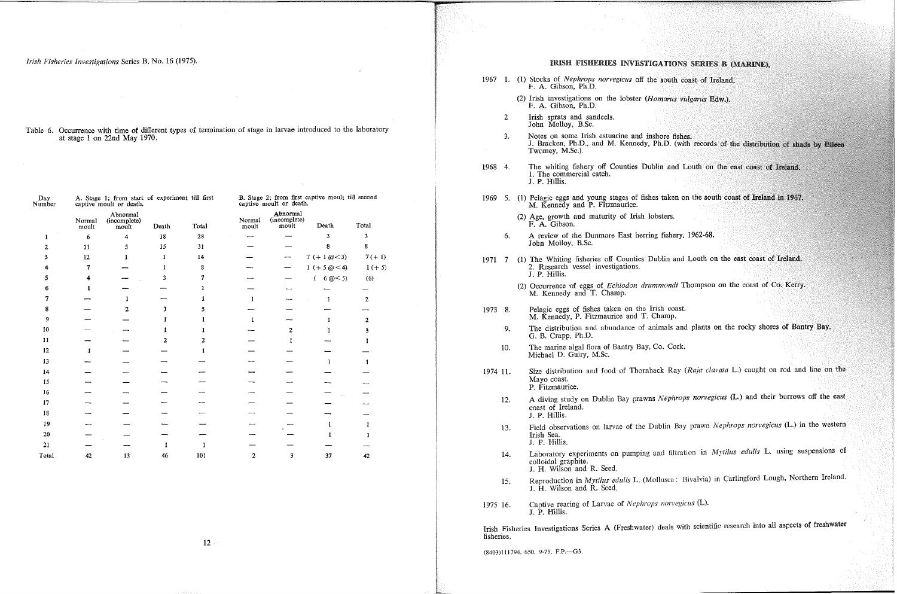*Irish Fisheries Investigations* Series B, No. 16 (1975).

Table 6. Occurrence with time of different types of termination of stage in larvae introduced to the laboratory at stage 1 on 22nd May 1970.

| Day Number | A. Stage 1; from start of experiment till first captive moult or death. | | | | B. Stage 2; from first captive moult till second captive moult or death. | | | |
|---|---|---|---|---|---|---|---|---|
| | Normal moult | Abnormal (incomplete) moult | Death | Total | Normal moult | Abnormal (incomplete) moult | Death | Total |
| 1 | 6 | 4 | 18 | 28 | — | — | 3 | 3 |
| 2 | 11 | 5 | 15 | 31 | — | — | 8 | 8 |
| 3 | 12 | 1 | 1 | 14 | — | — | 7 (+ 1 @<3) | 7(+ 1) |
| 4 | 7 | — | 1 | 8 | — | — | 1 (+ 5 @<4) | 1(+ 5) |
| 5 | 4 | — | 3 | 7 | — | — | ( 6 @<5) | (6) |
| 6 | 1 | — | — | 1 | — | — | — | — |
| 7 | — | 1 | — | 1 | 1 | — | 1 | 2 |
| 8 | — | 2 | 3 | 5 | — | — | — | — |
| 9 | — | — | 1 | 1 | 1 | — | 1 | 2 |
| 10 | — | — | 1 | 1 | — | 2 | 1 | 3 |
| 11 | — | — | 2 | 2 | — | 1 | — | 1 |
| 12 | 1 | — | — | 1 | — | — | — | — |
| 13 | — | — | — | — | — | — | 1 | 1 |
| 14 | — | — | — | — | — | — | — | — |
| 15 | — | — | — | — | — | — | — | — |
| 16 | — | — | — | — | — | — | — | — |
| 17 | — | — | — | — | — | — | — | — |
| 18 | — | — | — | — | — | — | — | — |
| 19 | — | — | — | — | — | — | 1 | 1 |
| 20 | — | — | — | — | — | — | 1 | 1 |
| 21 | — | — | 1 | 1 | — | — | — | — |
| Total | 42 | 13 | 46 | 101 | 2 | 3 | 37 | 42 |

## IRISH FISHERIES INVESTIGATIONS SERIES B (MARINE).

1967 1. (1) Stocks of *Nephrops norvegicus* off the south coast of Ireland.
F. A. Gibson, Ph.D.

(2) Irish investigations on the lobster (*Homarus vulgarus* Edw.).
F. A. Gibson, Ph.D.

2 Irish sprats and sandeels.
John Molloy, B.Sc.

3. Notes on some Irish estuarine and inshore fishes.
J. Bracken, Ph.D., and M. Kennedy, Ph.D. (with records of the distribution of shads by Eileen Twomey, M.Sc.).

1968 4. The whiting fishery off Counties Dublin and Louth on the east coast of Ireland.
1. The commercial catch.
J. P. Hillis.

1969 5. (1) Pelagic eggs and young stages of fishes taken on the south coast of Ireland in 1967.
M. Kennedy and P. Fitzmaurice.

(2) Age, growth and maturity of Irish lobsters.
F. A. Gibson.

6. A review of the Dunmore East herring fishery, 1962-68.
John Molloy, B.Sc.

1971 7 (1) The Whiting fisheries off Counties Dublin and Louth on the east coast of Ireland.
2. Research vessel investigations.
J. P. Hillis.

(2) Occurrence of eggs of *Echiodon drummondi* Thompson on the coast of Co. Kerry.
M. Kennedy and T. Champ.

1973 8. Pelagic eggs of fishes taken on the Irish coast.
M. Kennedy, P. Fitzmaurice and T. Champ.

9. The distribution and abundance of animals and plants on the rocky shores of Bantry Bay.
G. B. Crapp, Ph.D.

10. The marine algal flora of Bantry Bay, Co. Cork.
Michael D. Guiry, M.Sc.

1974 11. Size distribution and food of Thornback Ray (*Raja clavata* L.) caught on rod and line on the Mayo coast.
P. Fitzmaurice.

12. A diving study on Dublin Bay prawns *Nephrops norvegicus* (L.) and their burrows off the east coast of Ireland.
J. P. Hillis.

13. Field observations on larvae of the Dublin Bay prawn *Nephrops norvegicus* (L.) in the western Irish Sea.
J. P. Hillis.

14. Laboratory experiments on pumping and filtration in *Mytilus edulis* L. using suspensions of colloidal graphite.
J. H. Wilson and R. Seed.

15. Reproduction in *Mytilus edulis* L. (Mollusca: Bivalvia) in Carlingford Lough, Northern Ireland.
J. H. Wilson and R. Seed.

1975 16. Captive rearing of Larvae of *Nephrops norvegicus* (L).
J. P. Hillis.

Irish Fisheries Investigations Series A (Freshwater) deals with scientific research into all aspects of freshwater fisheries.

(8403)111794. 650. 9-75. F.P.—G3.